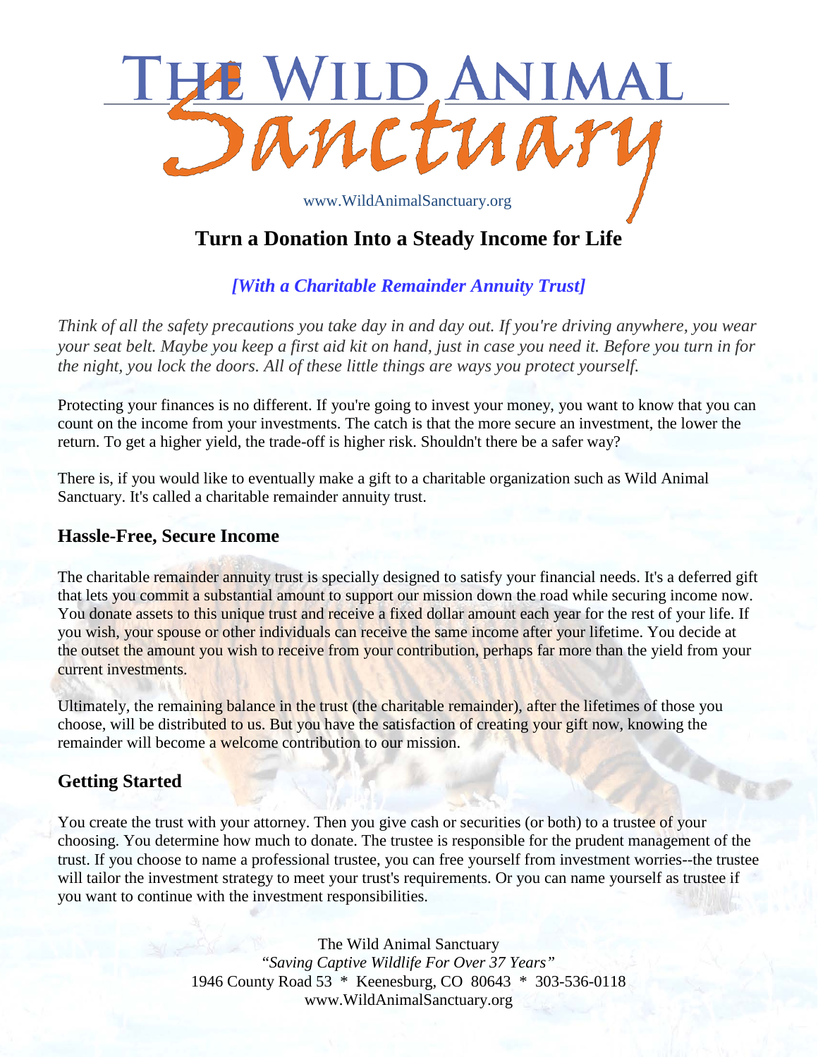# The Wild Animal Sanctuary

www.WildAnimalSanctuary.org

## Turn a Donation Into a Steady Income for Life

### *[With a Charitable Remainder Annuity Trust]*

*Think of all the safety precautions you take day in and day out. If you're driving anywhere, you wear your seat belt. Maybe you keep a first aid kit on hand, just in case you need it. Before you turn in for the night, you lock the doors. All of these little things are ways you protect yourself.*

Protecting your finances is no different. If you're going to invest your money, you want to know that you can count on the income from your investments. The catch is that the more secure an investment, the lower the return. To get a higher yield, the trade-off is higher risk. Shouldn't there be a safer way?

There is, if you would like to eventually make a gift to a charitable organization such as Wild Animal Sanctuary. It's called a charitable remainder annuity trust.

### Hassle-Free, Secure Income

The charitable remainder annuity trust is specially designed to satisfy your financial needs. It's a deferred gift that lets you commit a substantial amount to support our mission down the road while securing income now. You donate assets to this unique trust and receive a fixed dollar amount each year for the rest of your life. If you wish, your spouse or other individuals can receive the same income after your lifetime. You decide at the outset the amount you wish to receive from your contribution, perhaps far more than the yield from your current investments.

Ultimately, the remaining balance in the trust (the charitable remainder), after the lifetimes of those you choose, will be distributed to us. But you have the satisfaction of creating your gift now, knowing the remainder will become a welcome contribution to our mission.

### Getting Started

You create the trust with your attorney. Then you give cash or securities (or both) to a trustee of your choosing. You determine how much to donate. The trustee is responsible for the prudent management of the trust. If you choose to name a professional trustee, you can free yourself from investment worries--the trustee will tailor the investment strategy to meet your trust's requirements. Or you can name yourself as trustee if you want to continue with the investment responsibilities.

The Wild Animal Sanctuary
*"Saving Captive Wildlife For Over 37 Years"*
1946 County Road 53 * Keenesburg, CO 80643 * 303-536-0118
www.WildAnimalSanctuary.org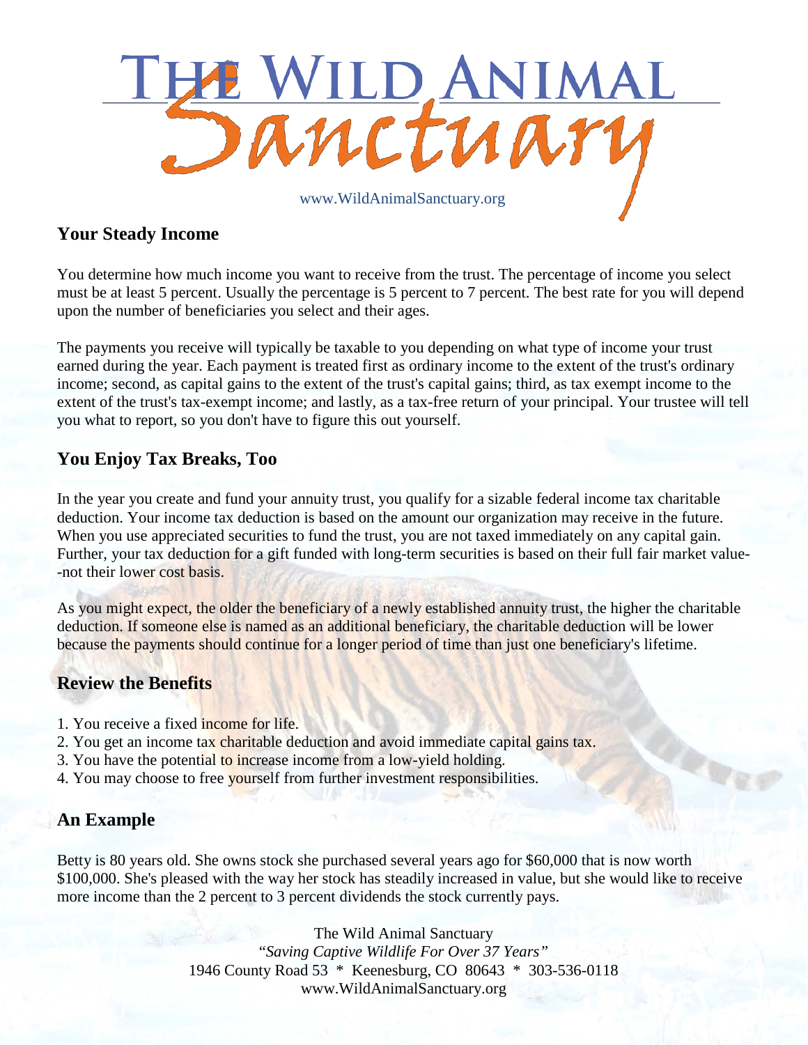## Your Steady Income

You determine how much income you want to receive from the trust. The percentage of income you select must be at least 5 percent. Usually the percentage is 5 percent to 7 percent. The best rate for you will depend upon the number of beneficiaries you select and their ages.

The payments you receive will typically be taxable to you depending on what type of income your trust earned during the year. Each payment is treated first as ordinary income to the extent of the trust's ordinary income; second, as capital gains to the extent of the trust's capital gains; third, as tax exempt income to the extent of the trust's tax-exempt income; and lastly, as a tax-free return of your principal. Your trustee will tell you what to report, so you don't have to figure this out yourself.

## You Enjoy Tax Breaks, Too

In the year you create and fund your annuity trust, you qualify for a sizable federal income tax charitable deduction. Your income tax deduction is based on the amount our organization may receive in the future. When you use appreciated securities to fund the trust, you are not taxed immediately on any capital gain. Further, your tax deduction for a gift funded with long-term securities is based on their full fair market value--not their lower cost basis.

As you might expect, the older the beneficiary of a newly established annuity trust, the higher the charitable deduction. If someone else is named as an additional beneficiary, the charitable deduction will be lower because the payments should continue for a longer period of time than just one beneficiary's lifetime.

## Review the Benefits

1. You receive a fixed income for life.
2. You get an income tax charitable deduction and avoid immediate capital gains tax.
3. You have the potential to increase income from a low-yield holding.
4. You may choose to free yourself from further investment responsibilities.

## An Example

Betty is 80 years old. She owns stock she purchased several years ago for $60,000 that is now worth $100,000. She's pleased with the way her stock has steadily increased in value, but she would like to receive more income than the 2 percent to 3 percent dividends the stock currently pays.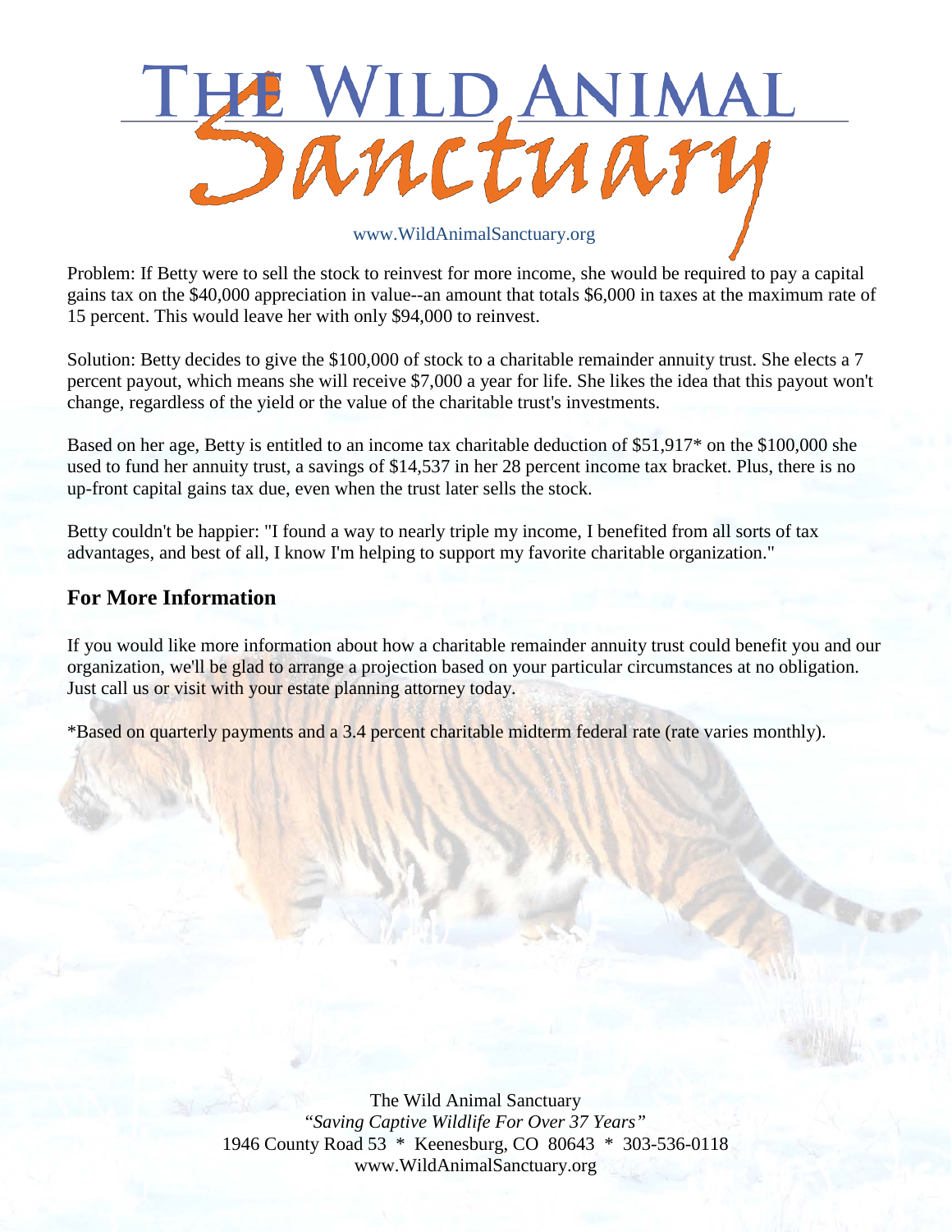Problem: If Betty were to sell the stock to reinvest for more income, she would be required to pay a capital gains tax on the $40,000 appreciation in value--an amount that totals $6,000 in taxes at the maximum rate of 15 percent. This would leave her with only $94,000 to reinvest.

Solution: Betty decides to give the $100,000 of stock to a charitable remainder annuity trust. She elects a 7 percent payout, which means she will receive $7,000 a year for life. She likes the idea that this payout won't change, regardless of the yield or the value of the charitable trust's investments.

Based on her age, Betty is entitled to an income tax charitable deduction of $51,917* on the $100,000 she used to fund her annuity trust, a savings of $14,537 in her 28 percent income tax bracket. Plus, there is no up-front capital gains tax due, even when the trust later sells the stock.

Betty couldn't be happier: "I found a way to nearly triple my income, I benefited from all sorts of tax advantages, and best of all, I know I'm helping to support my favorite charitable organization."

## For More Information

If you would like more information about how a charitable remainder annuity trust could benefit you and our organization, we'll be glad to arrange a projection based on your particular circumstances at no obligation. Just call us or visit with your estate planning attorney today.

*Based on quarterly payments and a 3.4 percent charitable midterm federal rate (rate varies monthly).